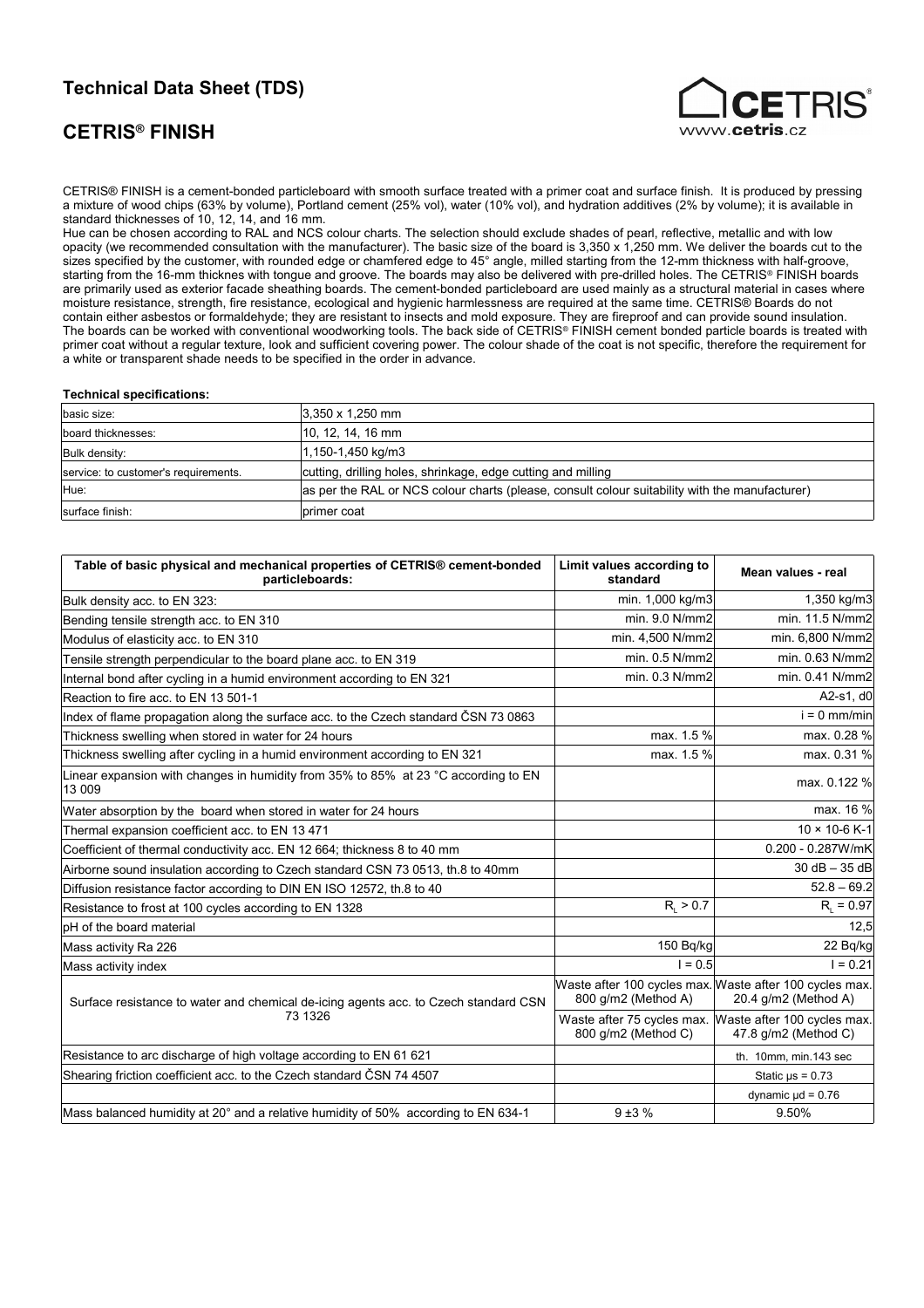# Technical Data Sheet (TDS)

## CETRIS® FINISH

CETRIS® FINISH is a cement-bonded particleboard with smooth surface treated with a primer coat and surface finish. It is produced by pressing a mixture of wood chips (63% by volume), Portland cement (25% vol), water (10% vol), and hydration additives (2% by volume); it is available in standard thicknesses of 10, 12, 14, and 16 mm.
Hue can be chosen according to RAL and NCS colour charts. The selection should exclude shades of pearl, reflective, metallic and with low opacity (we recommended consultation with the manufacturer). The basic size of the board is 3,350 x 1,250 mm. We deliver the boards cut to the sizes specified by the customer, with rounded edge or chamfered edge to 45° angle, milled starting from the 12-mm thickness with half-groove, starting from the 16-mm thicknes with tongue and groove. The boards may also be delivered with pre-drilled holes. The CETRIS® FINISH boards are primarily used as exterior facade sheathing boards. The cement-bonded particleboard are used mainly as a structural material in cases where moisture resistance, strength, fire resistance, ecological and hygienic harmlessness are required at the same time. CETRIS® Boards do not contain either asbestos or formaldehyde; they are resistant to insects and mold exposure. They are fireproof and can provide sound insulation. The boards can be worked with conventional woodworking tools. The back side of CETRIS® FINISH cement bonded particle boards is treated with primer coat without a regular texture, look and sufficient covering power. The colour shade of the coat is not specific, therefore the requirement for a white or transparent shade needs to be specified in the order in advance.

**Technical specifications:**

| | |
|---|---|
| basic size: | 3,350 x 1,250 mm |
| board thicknesses: | 10, 12, 14, 16 mm |
| Bulk density: | 1,150-1,450 kg/m3 |
| service: to customer's requirements. | cutting, drilling holes, shrinkage, edge cutting and milling |
| Hue: | as per the RAL or NCS colour charts (please, consult colour suitability with the manufacturer) |
| surface finish: | primer coat |

| Table of basic physical and mechanical properties of CETRIS® cement-bonded particleboards: | Limit values according to standard | Mean values - real |
|---|---|---|
| Bulk density acc. to EN 323: | min. 1,000 kg/m3 | 1,350 kg/m3 |
| Bending tensile strength acc. to EN 310 | min. 9.0 N/mm2 | min. 11.5 N/mm2 |
| Modulus of elasticity acc. to EN 310 | min. 4,500 N/mm2 | min. 6,800 N/mm2 |
| Tensile strength perpendicular to the board plane acc. to EN 319 | min. 0.5 N/mm2 | min. 0.63 N/mm2 |
| Internal bond after cycling in a humid environment according to EN 321 | min. 0.3 N/mm2 | min. 0.41 N/mm2 |
| Reaction to fire acc. to EN 13 501-1 | | A2-s1, d0 |
| Index of flame propagation along the surface acc. to the Czech standard ČSN 73 0863 | | i = 0 mm/min |
| Thickness swelling when stored in water for 24 hours | max. 1.5 % | max. 0.28 % |
| Thickness swelling after cycling in a humid environment according to EN 321 | max. 1.5 % | max. 0.31 % |
| Linear expansion with changes in humidity from 35% to 85% at 23 °C according to EN 13 009 | | max. 0.122 % |
| Water absorption by the board when stored in water for 24 hours | | max. 16 % |
| Thermal expansion coefficient acc. to EN 13 471 | | 10 × 10-6 K-1 |
| Coefficient of thermal conductivity acc. EN 12 664; thickness 8 to 40 mm | | 0.200 - 0.287W/mK |
| Airborne sound insulation according to Czech standard CSN 73 0513, th.8 to 40mm | | 30 dB – 35 dB |
| Diffusion resistance factor according to DIN EN ISO 12572, th.8 to 40 | | 52.8 – 69.2 |
| Resistance to frost at 100 cycles according to EN 1328 | $R_L > 0.7$ | $R_L = 0.97$ |
| pH of the board material | | 12,5 |
| Mass activity Ra 226 | 150 Bq/kg | 22 Bq/kg |
| Mass activity index | I = 0.5 | I = 0.21 |
| Surface resistance to water and chemical de-icing agents acc. to Czech standard CSN 73 1326 | Waste after 100 cycles max. 800 g/m2 (Method A) | Waste after 100 cycles max. 20.4 g/m2 (Method A) |
| | Waste after 75 cycles max. 800 g/m2 (Method C) | Waste after 100 cycles max. 47.8 g/m2 (Method C) |
| Resistance to arc discharge of high voltage according to EN 61 621 | | th. 10mm, min.143 sec |
| Shearing friction coefficient acc. to the Czech standard ČSN 74 4507 | | Static µs = 0.73 |
| | | dynamic µd = 0.76 |
| Mass balanced humidity at 20° and a relative humidity of 50% according to EN 634-1 | 9 ±3 % | 9.50% |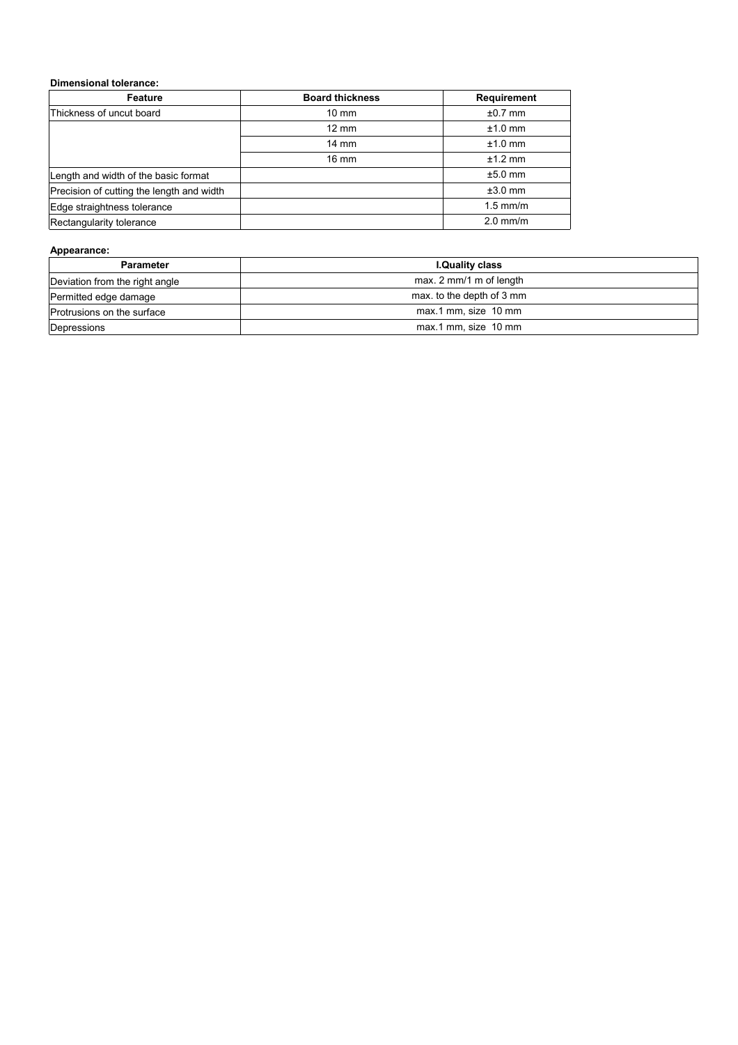**Dimensional tolerance:**

| Feature | Board thickness | Requirement |
|---|---|---|
| Thickness of uncut board | 10 mm | ±0.7 mm |
| | 12 mm | ±1.0 mm |
| | 14 mm | ±1.0 mm |
| | 16 mm | ±1.2 mm |
| Length and width of the basic format | | ±5.0 mm |
| Precision of cutting the length and width | | ±3.0 mm |
| Edge straightness tolerance | | 1.5 mm/m |
| Rectangularity tolerance | | 2.0 mm/m |

**Appearance:**

| Parameter | I.Quality class |
|---|---|
| Deviation from the right angle | max. 2 mm/1 m of length |
| Permitted edge damage | max. to the depth of 3 mm |
| Protrusions on the surface | max.1 mm, size 10 mm |
| Depressions | max.1 mm, size 10 mm |